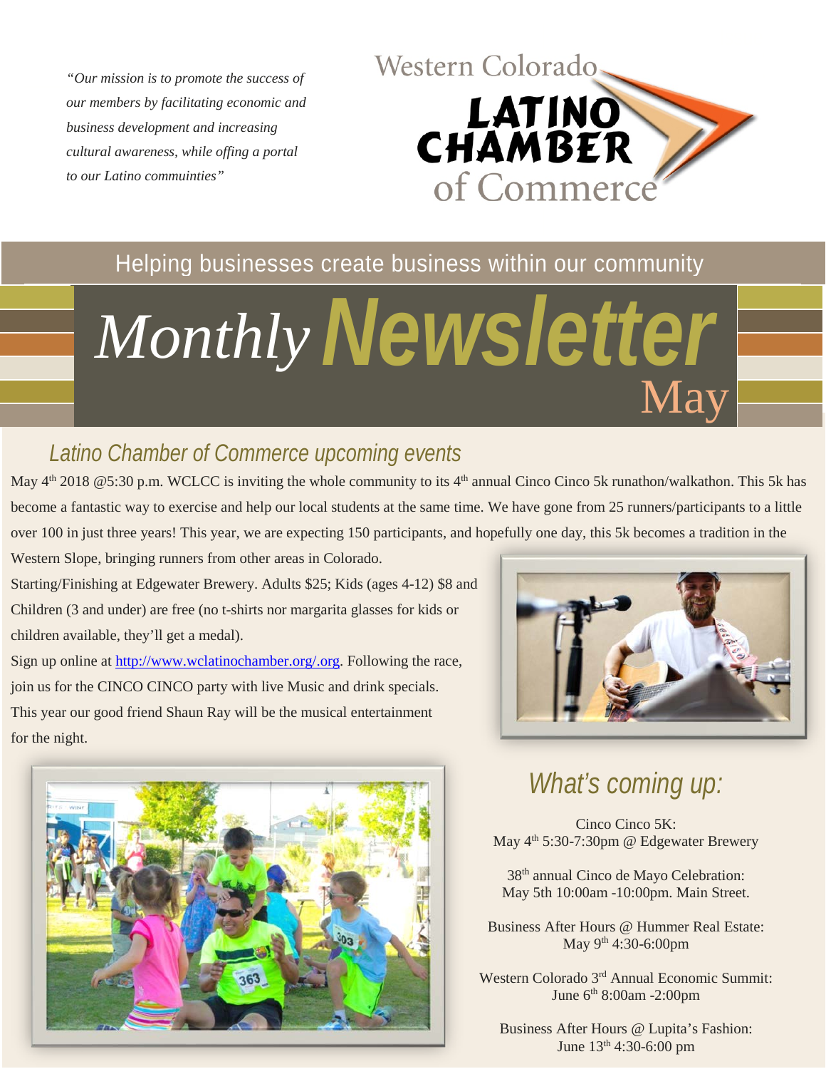*"Our mission is to promote the success of our members by facilitating economic and business development and increasing cultural awareness, while offing a portal to our Latino communities"*

Western Colorado **LATINO CHAMBER** of Commerce

Helping businesses create business within our community

# *Monthly* **Newsletter** May

## *Latino Chamber of Commerce upcoming events*

May 4th 2018 @5:30 p.m. WCLCC is inviting the whole community to its 4th annual Cinco Cinco 5k runathon/walkathon. This 5k has become a fantastic way to exercise and help our local students at the same time. We have gone from 25 runners/participants to a little over 100 in just three years! This year, we are expecting 150 participants, and hopefully one day, this 5k becomes a tradition in the Western Slope, bringing runners from other areas in Colorado.

Starting/Finishing at Edgewater Brewery. Adults $25; Kids (ages 4-12) $8 and Children (3 and under) are free (no t-shirts nor margarita glasses for kids or children available, they'll get a medal).

Sign up online at [http://www.wclatinochamber.org/.org](http://www.wclatinochamber.org/.org). Following the race, join us for the CINCO CINCO party with live Music and drink specials. This year our good friend Shaun Ray will be the musical entertainment for the night.

## *What's coming up:*

Cinco Cinco 5K:
May 4th 5:30-7:30pm @ Edgewater Brewery

38th annual Cinco de Mayo Celebration:
May 5th 10:00am -10:00pm. Main Street.

Business After Hours @ Hummer Real Estate:
May 9th 4:30-6:00pm

Western Colorado 3rd Annual Economic Summit:
June 6th 8:00am -2:00pm

Business After Hours @ Lupita's Fashion:
June 13th 4:30-6:00 pm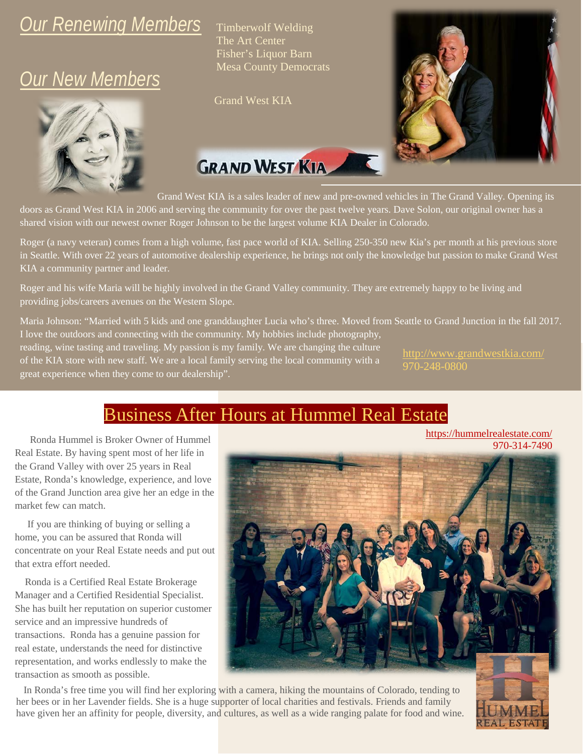## Our Renewing Members

Timberwolf Welding
The Art Center
Fisher's Liquor Barn
Mesa County Democrats

## Our New Members

Grand West KIA

Grand West KIA is a sales leader of new and pre-owned vehicles in The Grand Valley. Opening its doors as Grand West KIA in 2006 and serving the community for over the past twelve years. Dave Solon, our original owner has a shared vision with our newest owner Roger Johnson to be the largest volume KIA Dealer in Colorado.

Roger (a navy veteran) comes from a high volume, fast pace world of KIA. Selling 250-350 new Kia's per month at his previous store in Seattle. With over 22 years of automotive dealership experience, he brings not only the knowledge but passion to make Grand West KIA a community partner and leader.

Roger and his wife Maria will be highly involved in the Grand Valley community. They are extremely happy to be living and providing jobs/careers avenues on the Western Slope.

Maria Johnson: "Married with 5 kids and one granddaughter Lucia who's three. Moved from Seattle to Grand Junction in the fall 2017. I love the outdoors and connecting with the community. My hobbies include photography, reading, wine tasting and traveling. My passion is my family. We are changing the culture of the KIA store with new staff. We are a local family serving the local community with a great experience when they come to our dealership".

http://www.grandwestkia.com/
970-248-0800

## Business After Hours at Hummel Real Estate

https://hummelrealestate.com/
970-314-7490

Ronda Hummel is Broker Owner of Hummel Real Estate. By having spent most of her life in the Grand Valley with over 25 years in Real Estate, Ronda's knowledge, experience, and love of the Grand Junction area give her an edge in the market few can match.

If you are thinking of buying or selling a home, you can be assured that Ronda will concentrate on your Real Estate needs and put out that extra effort needed.

Ronda is a Certified Real Estate Brokerage Manager and a Certified Residential Specialist. She has built her reputation on superior customer service and an impressive hundreds of transactions. Ronda has a genuine passion for real estate, understands the need for distinctive representation, and works endlessly to make the transaction as smooth as possible.

In Ronda's free time you will find her exploring with a camera, hiking the mountains of Colorado, tending to her bees or in her Lavender fields. She is a huge supporter of local charities and festivals. Friends and family have given her an affinity for people, diversity, and cultures, as well as a wide ranging palate for food and wine.